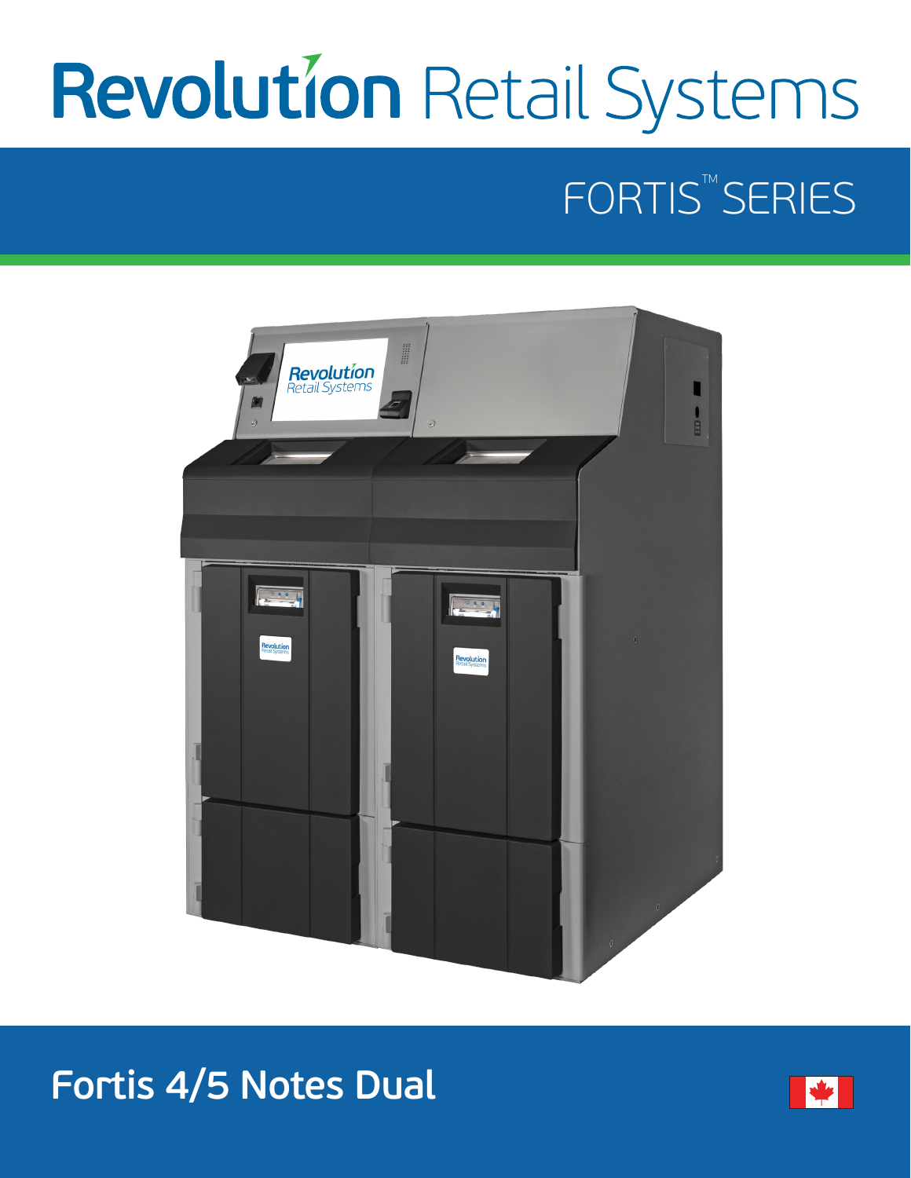# Revolution Retail Systems

## FORTIS™ SERIES

## Fortis 4/5 Notes Dual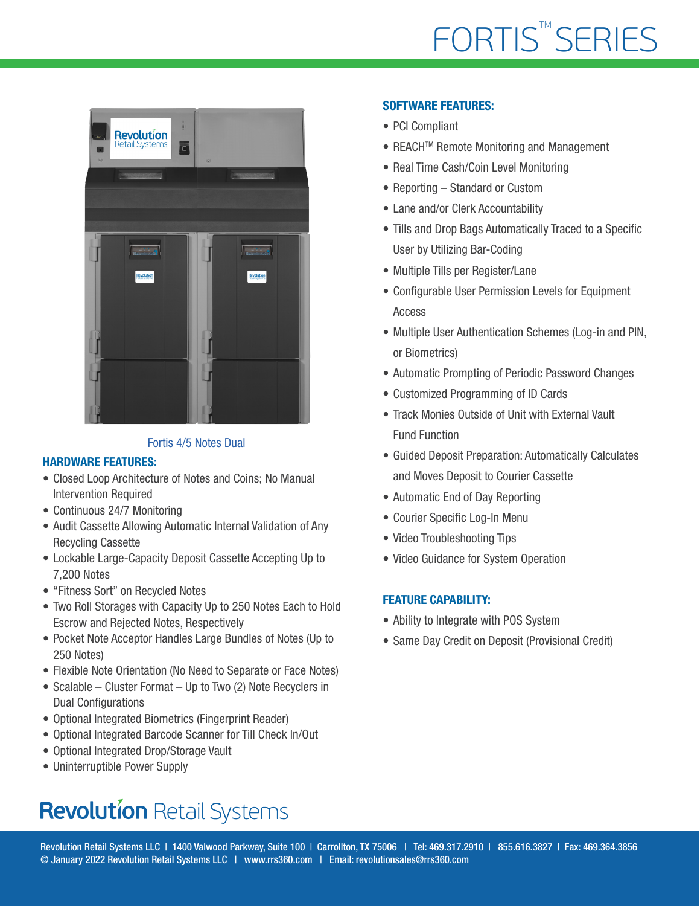# FORTIS™ SERIES

Fortis 4/5 Notes Dual

### HARDWARE FEATURES:

- Closed Loop Architecture of Notes and Coins; No Manual Intervention Required
- Continuous 24/7 Monitoring
- Audit Cassette Allowing Automatic Internal Validation of Any Recycling Cassette
- Lockable Large-Capacity Deposit Cassette Accepting Up to 7,200 Notes
- "Fitness Sort" on Recycled Notes
- Two Roll Storages with Capacity Up to 250 Notes Each to Hold Escrow and Rejected Notes, Respectively
- Pocket Note Acceptor Handles Large Bundles of Notes (Up to 250 Notes)
- Flexible Note Orientation (No Need to Separate or Face Notes)
- Scalable – Cluster Format – Up to Two (2) Note Recyclers in Dual Configurations
- Optional Integrated Biometrics (Fingerprint Reader)
- Optional Integrated Barcode Scanner for Till Check In/Out
- Optional Integrated Drop/Storage Vault
- Uninterruptible Power Supply

### SOFTWARE FEATURES:

- PCI Compliant
- REACH™ Remote Monitoring and Management
- Real Time Cash/Coin Level Monitoring
- Reporting – Standard or Custom
- Lane and/or Clerk Accountability
- Tills and Drop Bags Automatically Traced to a Specific User by Utilizing Bar-Coding
- Multiple Tills per Register/Lane
- Configurable User Permission Levels for Equipment Access
- Multiple User Authentication Schemes (Log-in and PIN, or Biometrics)
- Automatic Prompting of Periodic Password Changes
- Customized Programming of ID Cards
- Track Monies Outside of Unit with External Vault Fund Function
- Guided Deposit Preparation: Automatically Calculates and Moves Deposit to Courier Cassette
- Automatic End of Day Reporting
- Courier Specific Log-In Menu
- Video Troubleshooting Tips
- Video Guidance for System Operation

### FEATURE CAPABILITY:

- Ability to Integrate with POS System
- Same Day Credit on Deposit (Provisional Credit)

Revolution Retail Systems

Revolution Retail Systems LLC | 1400 Valwood Parkway, Suite 100 | Carrollton, TX 75006 | Tel: 469.317.2910 | 855.616.3827 | Fax: 469.364.3856
© January 2022 Revolution Retail Systems LLC | www.rrs360.com | Email: revolutionsales@rrs360.com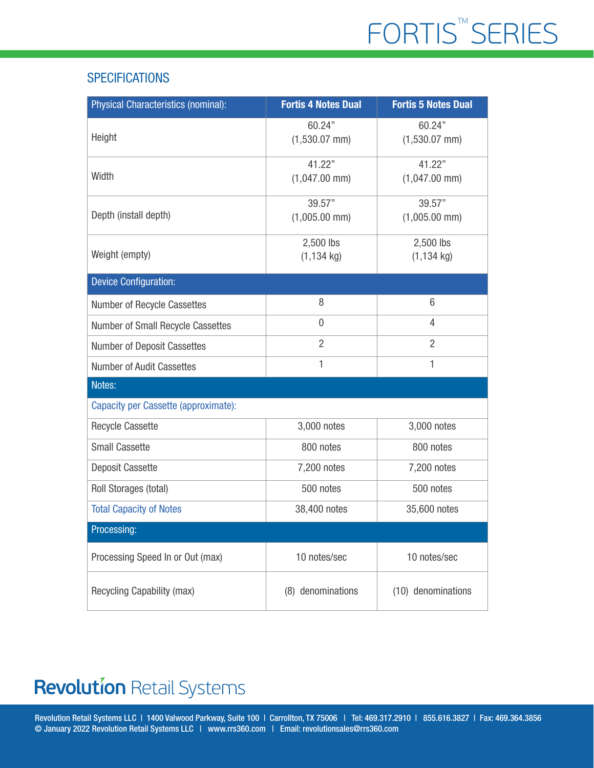# FORTIS™ SERIES

## SPECIFICATIONS

| Physical Characteristics (nominal): | Fortis 4 Notes Dual | Fortis 5 Notes Dual |
|---|---|---|
| Height | 60.24" (1,530.07 mm) | 60.24" (1,530.07 mm) |
| Width | 41.22" (1,047.00 mm) | 41.22" (1,047.00 mm) |
| Depth (install depth) | 39.57" (1,005.00 mm) | 39.57" (1,005.00 mm) |
| Weight (empty) | 2,500 lbs (1,134 kg) | 2,500 lbs (1,134 kg) |
| **Device Configuration:** | | |
| Number of Recycle Cassettes | 8 | 6 |
| Number of Small Recycle Cassettes | 0 | 4 |
| Number of Deposit Cassettes | 2 | 2 |
| Number of Audit Cassettes | 1 | 1 |
| **Notes:** | | |
| Capacity per Cassette (approximate): | | |
| Recycle Cassette | 3,000 notes | 3,000 notes |
| Small Cassette | 800 notes | 800 notes |
| Deposit Cassette | 7,200 notes | 7,200 notes |
| Roll Storages (total) | 500 notes | 500 notes |
| Total Capacity of Notes | 38,400 notes | 35,600 notes |
| **Processing:** | | |
| Processing Speed In or Out (max) | 10 notes/sec | 10 notes/sec |
| Recycling Capability (max) | (8) denominations | (10) denominations |

**Revolution** Retail Systems

Revolution Retail Systems LLC | 1400 Valwood Parkway, Suite 100 | Carrollton, TX 75006 | Tel: 469.317.2910 | 855.616.3827 | Fax: 469.364.3856
© January 2022 Revolution Retail Systems LLC | www.rrs360.com | Email: revolutionsales@rrs360.com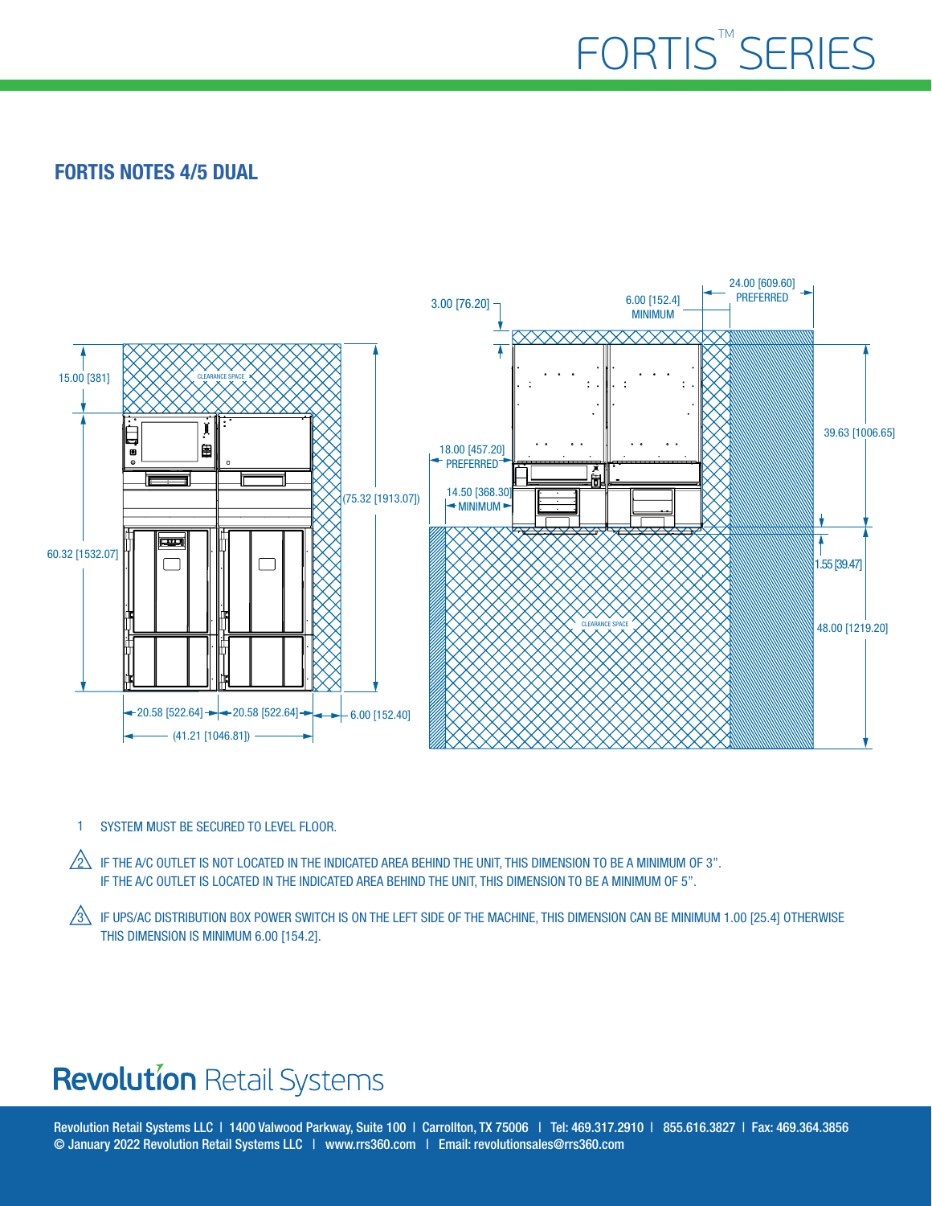# FORTIS™ SERIES

## FORTIS NOTES 4/5 DUAL

15.00 [381]

CLEARANCE SPACE

60.32 [1532.07]

(75.32 [1913.07])

20.58 [522.64]

20.58 [522.64]

6.00 [152.40]

(41.21 [1046.81])

3.00 [76.20]

6.00 [152.4] MINIMUM

24.00 [609.60] PREFERRED

39.63 [1006.65]

18.00 [457.20] PREFERRED

14.50 [368.30] MINIMUM

1.55 [39.47]

CLEARANCE SPACE

48.00 [1219.20]

1. SYSTEM MUST BE SECURED TO LEVEL FLOOR.
2. IF THE A/C OUTLET IS NOT LOCATED IN THE INDICATED AREA BEHIND THE UNIT, THIS DIMENSION TO BE A MINIMUM OF 3". IF THE A/C OUTLET IS LOCATED IN THE INDICATED AREA BEHIND THE UNIT, THIS DIMENSION TO BE A MINIMUM OF 5".
3. IF UPS/AC DISTRIBUTION BOX POWER SWITCH IS ON THE LEFT SIDE OF THE MACHINE, THIS DIMENSION CAN BE MINIMUM 1.00 [25.4] OTHERWISE THIS DIMENSION IS MINIMUM 6.00 [154.2].

**Revolution** Retail Systems

Revolution Retail Systems LLC | 1400 Valwood Parkway, Suite 100 | Carrollton, TX 75006 | Tel: 469.317.2910 | 855.616.3827 | Fax: 469.364.3856
© January 2022 Revolution Retail Systems LLC | www.rrs360.com | Email: revolutionsales@rrs360.com